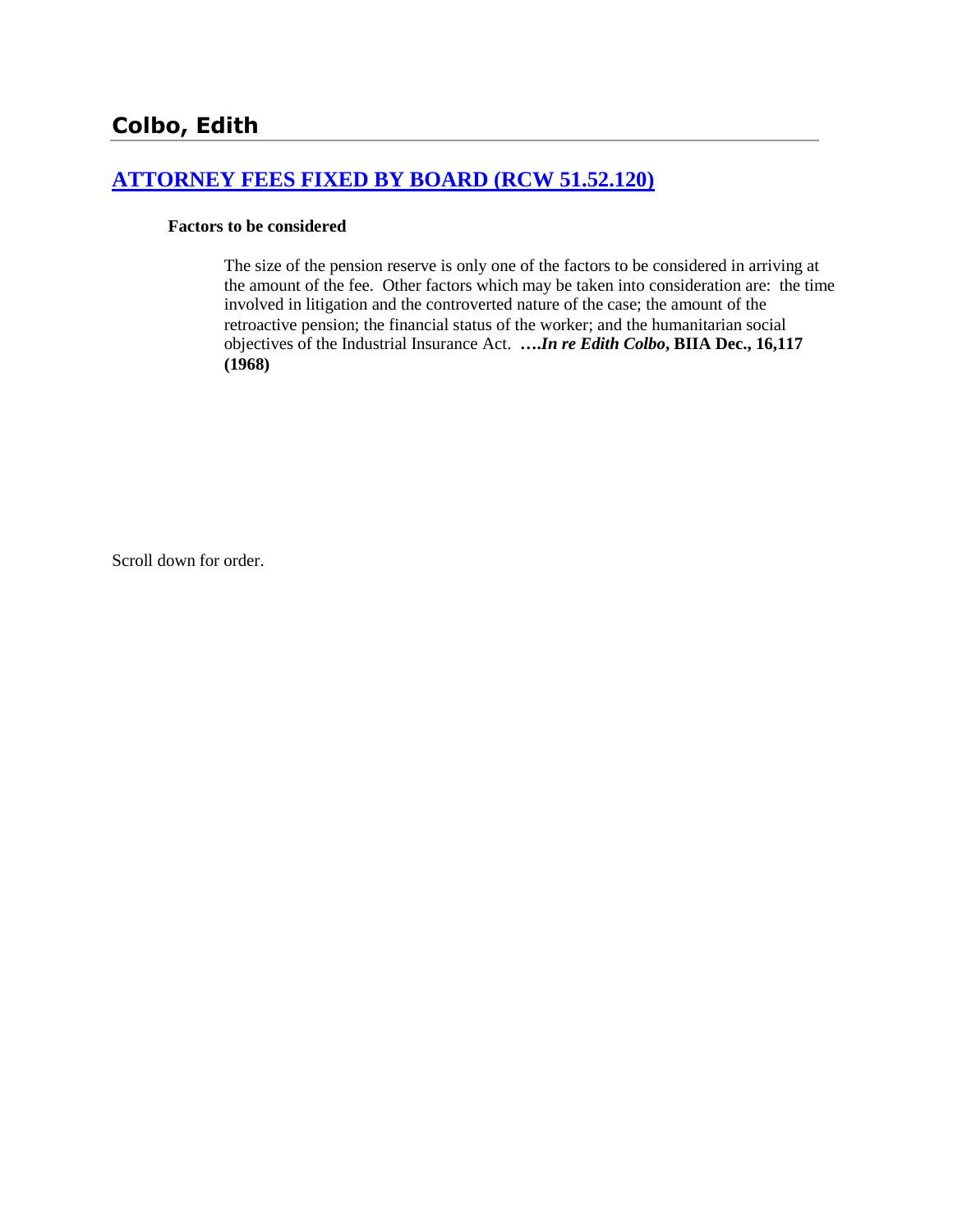# Colbo, Edith

## [ATTORNEY FEES FIXED BY BOARD (RCW 51.52.120)](#)

**Factors to be considered**

The size of the pension reserve is only one of the factors to be considered in arriving at the amount of the fee. Other factors which may be taken into consideration are: the time involved in litigation and the controverted nature of the case; the amount of the retroactive pension; the financial status of the worker; and the humanitarian social objectives of the Industrial Insurance Act. **….*In re Edith Colbo*, BIIA Dec., 16,117 (1968)**

Scroll down for order.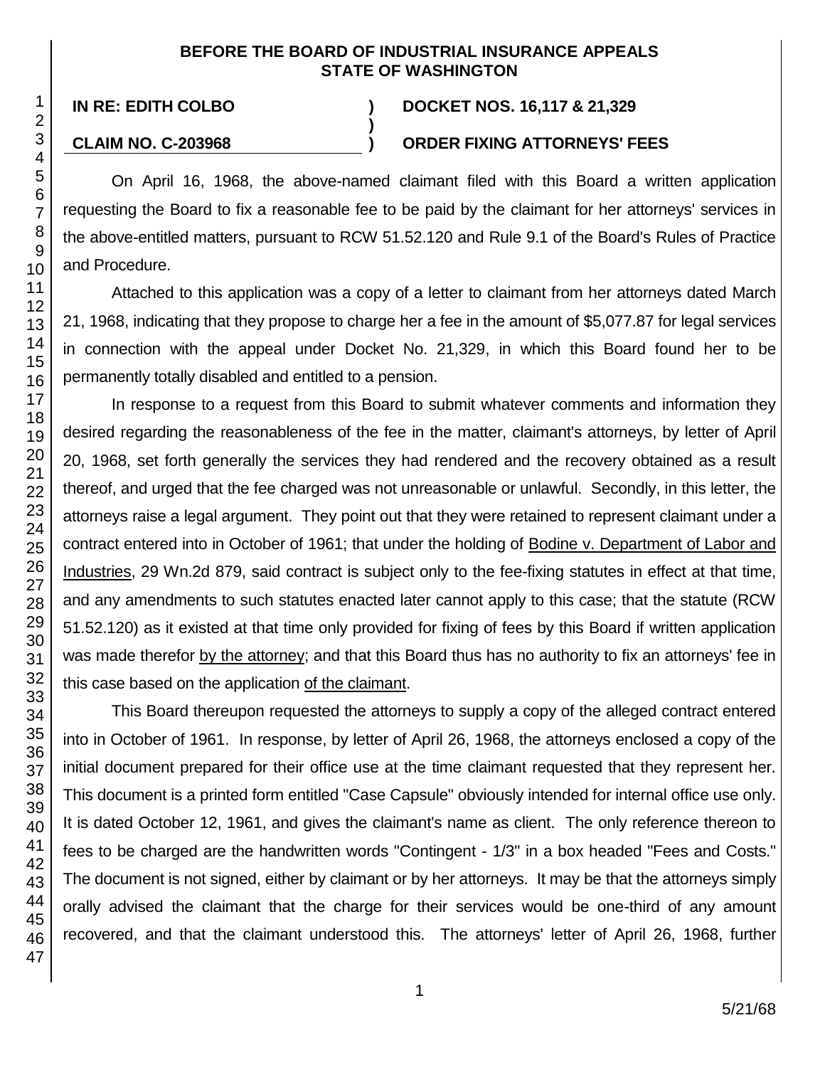**BEFORE THE BOARD OF INDUSTRIAL INSURANCE APPEALS**
**STATE OF WASHINGTON**

**IN RE: EDITH COLBO** ) **DOCKET NOS. 16,117 & 21,329**
)
**CLAIM NO. C-203968** ) **ORDER FIXING ATTORNEYS' FEES**

On April 16, 1968, the above-named claimant filed with this Board a written application requesting the Board to fix a reasonable fee to be paid by the claimant for her attorneys' services in the above-entitled matters, pursuant to RCW 51.52.120 and Rule 9.1 of the Board's Rules of Practice and Procedure.

Attached to this application was a copy of a letter to claimant from her attorneys dated March 21, 1968, indicating that they propose to charge her a fee in the amount of $5,077.87 for legal services in connection with the appeal under Docket No. 21,329, in which this Board found her to be permanently totally disabled and entitled to a pension.

In response to a request from this Board to submit whatever comments and information they desired regarding the reasonableness of the fee in the matter, claimant's attorneys, by letter of April 20, 1968, set forth generally the services they had rendered and the recovery obtained as a result thereof, and urged that the fee charged was not unreasonable or unlawful. Secondly, in this letter, the attorneys raise a legal argument. They point out that they were retained to represent claimant under a contract entered into in October of 1961; that under the holding of Bodine v. Department of Labor and Industries, 29 Wn.2d 879, said contract is subject only to the fee-fixing statutes in effect at that time, and any amendments to such statutes enacted later cannot apply to this case; that the statute (RCW 51.52.120) as it existed at that time only provided for fixing of fees by this Board if written application was made therefor by the attorney; and that this Board thus has no authority to fix an attorneys' fee in this case based on the application of the claimant.

This Board thereupon requested the attorneys to supply a copy of the alleged contract entered into in October of 1961. In response, by letter of April 26, 1968, the attorneys enclosed a copy of the initial document prepared for their office use at the time claimant requested that they represent her. This document is a printed form entitled "Case Capsule" obviously intended for internal office use only. It is dated October 12, 1961, and gives the claimant's name as client. The only reference thereon to fees to be charged are the handwritten words "Contingent - 1/3" in a box headed "Fees and Costs." The document is not signed, either by claimant or by her attorneys. It may be that the attorneys simply orally advised the claimant that the charge for their services would be one-third of any amount recovered, and that the claimant understood this. The attorneys' letter of April 26, 1968, further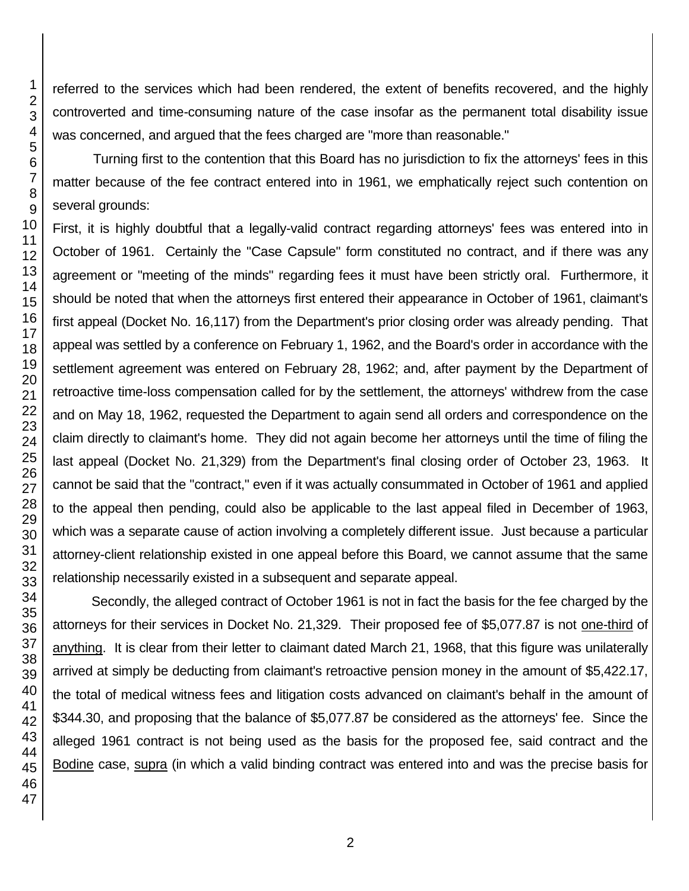referred to the services which had been rendered, the extent of benefits recovered, and the highly controverted and time-consuming nature of the case insofar as the permanent total disability issue was concerned, and argued that the fees charged are "more than reasonable."

Turning first to the contention that this Board has no jurisdiction to fix the attorneys' fees in this matter because of the fee contract entered into in 1961, we emphatically reject such contention on several grounds:

First, it is highly doubtful that a legally-valid contract regarding attorneys' fees was entered into in October of 1961. Certainly the "Case Capsule" form constituted no contract, and if there was any agreement or "meeting of the minds" regarding fees it must have been strictly oral. Furthermore, it should be noted that when the attorneys first entered their appearance in October of 1961, claimant's first appeal (Docket No. 16,117) from the Department's prior closing order was already pending. That appeal was settled by a conference on February 1, 1962, and the Board's order in accordance with the settlement agreement was entered on February 28, 1962; and, after payment by the Department of retroactive time-loss compensation called for by the settlement, the attorneys' withdrew from the case and on May 18, 1962, requested the Department to again send all orders and correspondence on the claim directly to claimant's home. They did not again become her attorneys until the time of filing the last appeal (Docket No. 21,329) from the Department's final closing order of October 23, 1963. It cannot be said that the "contract," even if it was actually consummated in October of 1961 and applied to the appeal then pending, could also be applicable to the last appeal filed in December of 1963, which was a separate cause of action involving a completely different issue. Just because a particular attorney-client relationship existed in one appeal before this Board, we cannot assume that the same relationship necessarily existed in a subsequent and separate appeal.

Secondly, the alleged contract of October 1961 is not in fact the basis for the fee charged by the attorneys for their services in Docket No. 21,329. Their proposed fee of $5,077.87 is not one-third of anything. It is clear from their letter to claimant dated March 21, 1968, that this figure was unilaterally arrived at simply be deducting from claimant's retroactive pension money in the amount of $5,422.17, the total of medical witness fees and litigation costs advanced on claimant's behalf in the amount of $344.30, and proposing that the balance of $5,077.87 be considered as the attorneys' fee. Since the alleged 1961 contract is not being used as the basis for the proposed fee, said contract and the Bodine case, supra (in which a valid binding contract was entered into and was the precise basis for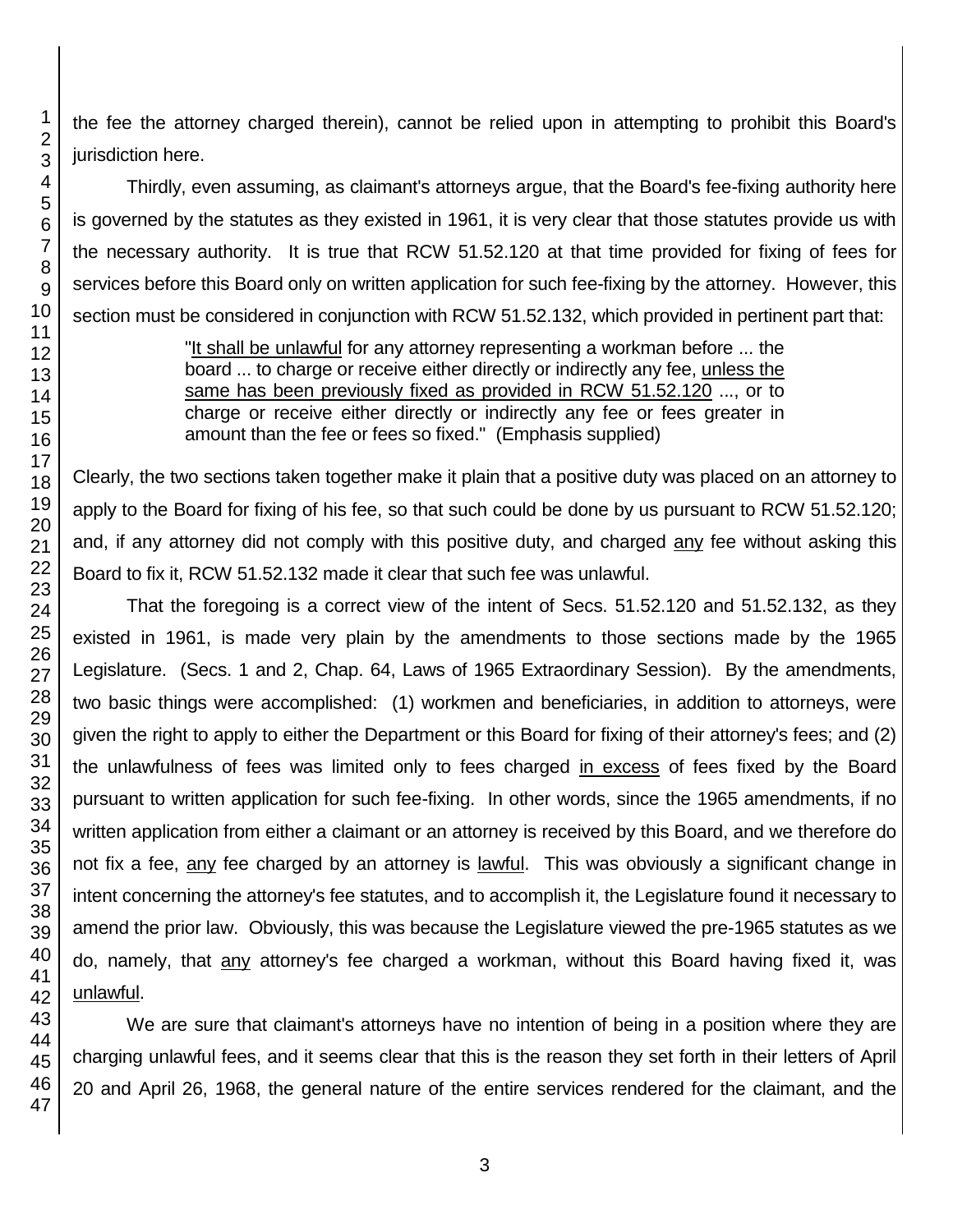the fee the attorney charged therein), cannot be relied upon in attempting to prohibit this Board's jurisdiction here.

Thirdly, even assuming, as claimant's attorneys argue, that the Board's fee-fixing authority here is governed by the statutes as they existed in 1961, it is very clear that those statutes provide us with the necessary authority. It is true that RCW 51.52.120 at that time provided for fixing of fees for services before this Board only on written application for such fee-fixing by the attorney. However, this section must be considered in conjunction with RCW 51.52.132, which provided in pertinent part that:

> "It shall be unlawful for any attorney representing a workman before ... the board ... to charge or receive either directly or indirectly any fee, unless the same has been previously fixed as provided in RCW 51.52.120 ..., or to charge or receive either directly or indirectly any fee or fees greater in amount than the fee or fees so fixed." (Emphasis supplied)

Clearly, the two sections taken together make it plain that a positive duty was placed on an attorney to apply to the Board for fixing of his fee, so that such could be done by us pursuant to RCW 51.52.120; and, if any attorney did not comply with this positive duty, and charged any fee without asking this Board to fix it, RCW 51.52.132 made it clear that such fee was unlawful.

That the foregoing is a correct view of the intent of Secs. 51.52.120 and 51.52.132, as they existed in 1961, is made very plain by the amendments to those sections made by the 1965 Legislature. (Secs. 1 and 2, Chap. 64, Laws of 1965 Extraordinary Session). By the amendments, two basic things were accomplished: (1) workmen and beneficiaries, in addition to attorneys, were given the right to apply to either the Department or this Board for fixing of their attorney's fees; and (2) the unlawfulness of fees was limited only to fees charged in excess of fees fixed by the Board pursuant to written application for such fee-fixing. In other words, since the 1965 amendments, if no written application from either a claimant or an attorney is received by this Board, and we therefore do not fix a fee, any fee charged by an attorney is lawful. This was obviously a significant change in intent concerning the attorney's fee statutes, and to accomplish it, the Legislature found it necessary to amend the prior law. Obviously, this was because the Legislature viewed the pre-1965 statutes as we do, namely, that any attorney's fee charged a workman, without this Board having fixed it, was unlawful.

We are sure that claimant's attorneys have no intention of being in a position where they are charging unlawful fees, and it seems clear that this is the reason they set forth in their letters of April 20 and April 26, 1968, the general nature of the entire services rendered for the claimant, and the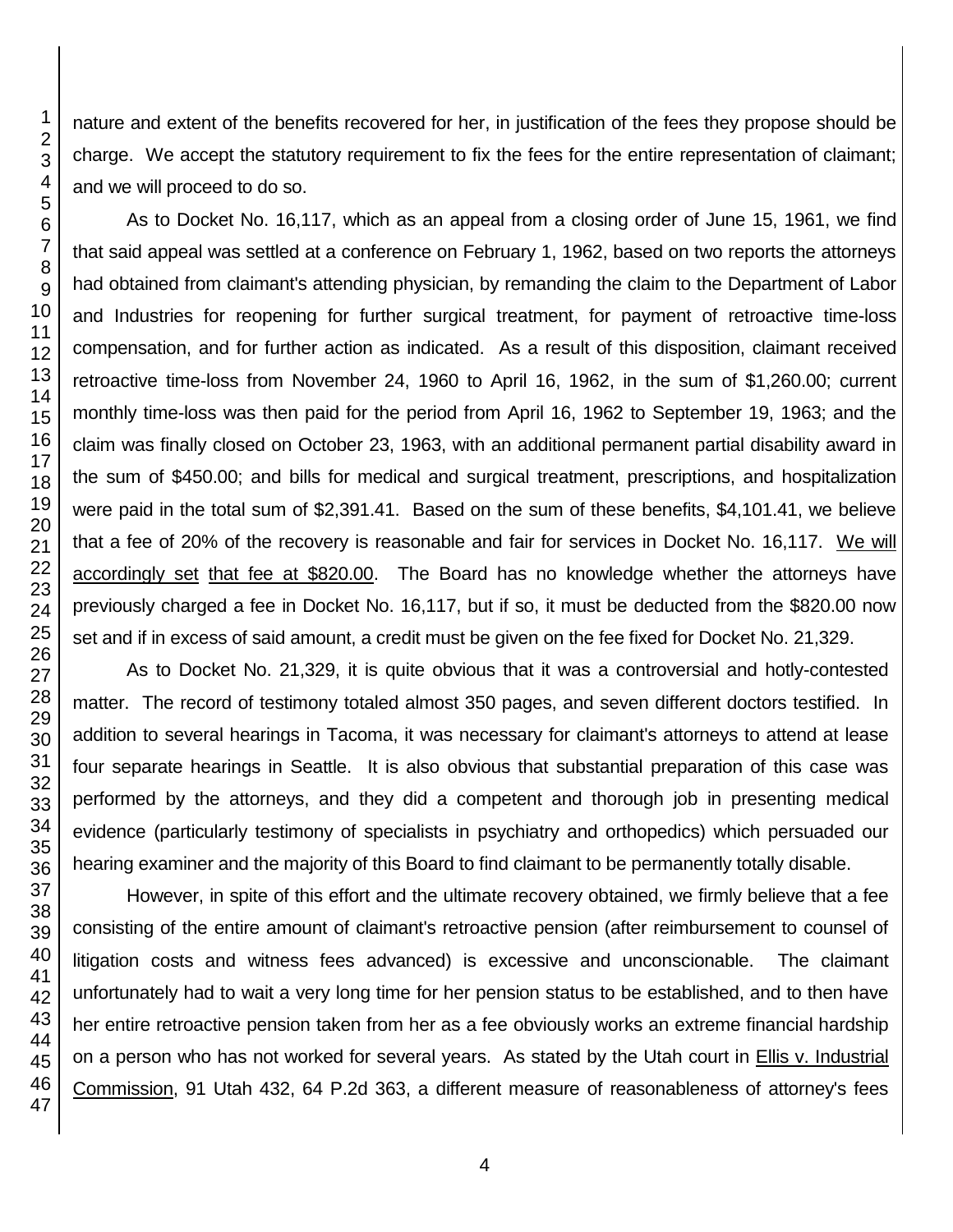nature and extent of the benefits recovered for her, in justification of the fees they propose should be charge. We accept the statutory requirement to fix the fees for the entire representation of claimant; and we will proceed to do so.

As to Docket No. 16,117, which as an appeal from a closing order of June 15, 1961, we find that said appeal was settled at a conference on February 1, 1962, based on two reports the attorneys had obtained from claimant's attending physician, by remanding the claim to the Department of Labor and Industries for reopening for further surgical treatment, for payment of retroactive time-loss compensation, and for further action as indicated. As a result of this disposition, claimant received retroactive time-loss from November 24, 1960 to April 16, 1962, in the sum of $1,260.00; current monthly time-loss was then paid for the period from April 16, 1962 to September 19, 1963; and the claim was finally closed on October 23, 1963, with an additional permanent partial disability award in the sum of $450.00; and bills for medical and surgical treatment, prescriptions, and hospitalization were paid in the total sum of $2,391.41. Based on the sum of these benefits, $4,101.41, we believe that a fee of 20% of the recovery is reasonable and fair for services in Docket No. 16,117. <u>We will accordingly set</u> <u>that fee at $820.00</u>. The Board has no knowledge whether the attorneys have previously charged a fee in Docket No. 16,117, but if so, it must be deducted from the $820.00 now set and if in excess of said amount, a credit must be given on the fee fixed for Docket No. 21,329.

As to Docket No. 21,329, it is quite obvious that it was a controversial and hotly-contested matter. The record of testimony totaled almost 350 pages, and seven different doctors testified. In addition to several hearings in Tacoma, it was necessary for claimant's attorneys to attend at lease four separate hearings in Seattle. It is also obvious that substantial preparation of this case was performed by the attorneys, and they did a competent and thorough job in presenting medical evidence (particularly testimony of specialists in psychiatry and orthopedics) which persuaded our hearing examiner and the majority of this Board to find claimant to be permanently totally disable.

However, in spite of this effort and the ultimate recovery obtained, we firmly believe that a fee consisting of the entire amount of claimant's retroactive pension (after reimbursement to counsel of litigation costs and witness fees advanced) is excessive and unconscionable. The claimant unfortunately had to wait a very long time for her pension status to be established, and to then have her entire retroactive pension taken from her as a fee obviously works an extreme financial hardship on a person who has not worked for several years. As stated by the Utah court in <u>Ellis v. Industrial Commission</u>, 91 Utah 432, 64 P.2d 363, a different measure of reasonableness of attorney's fees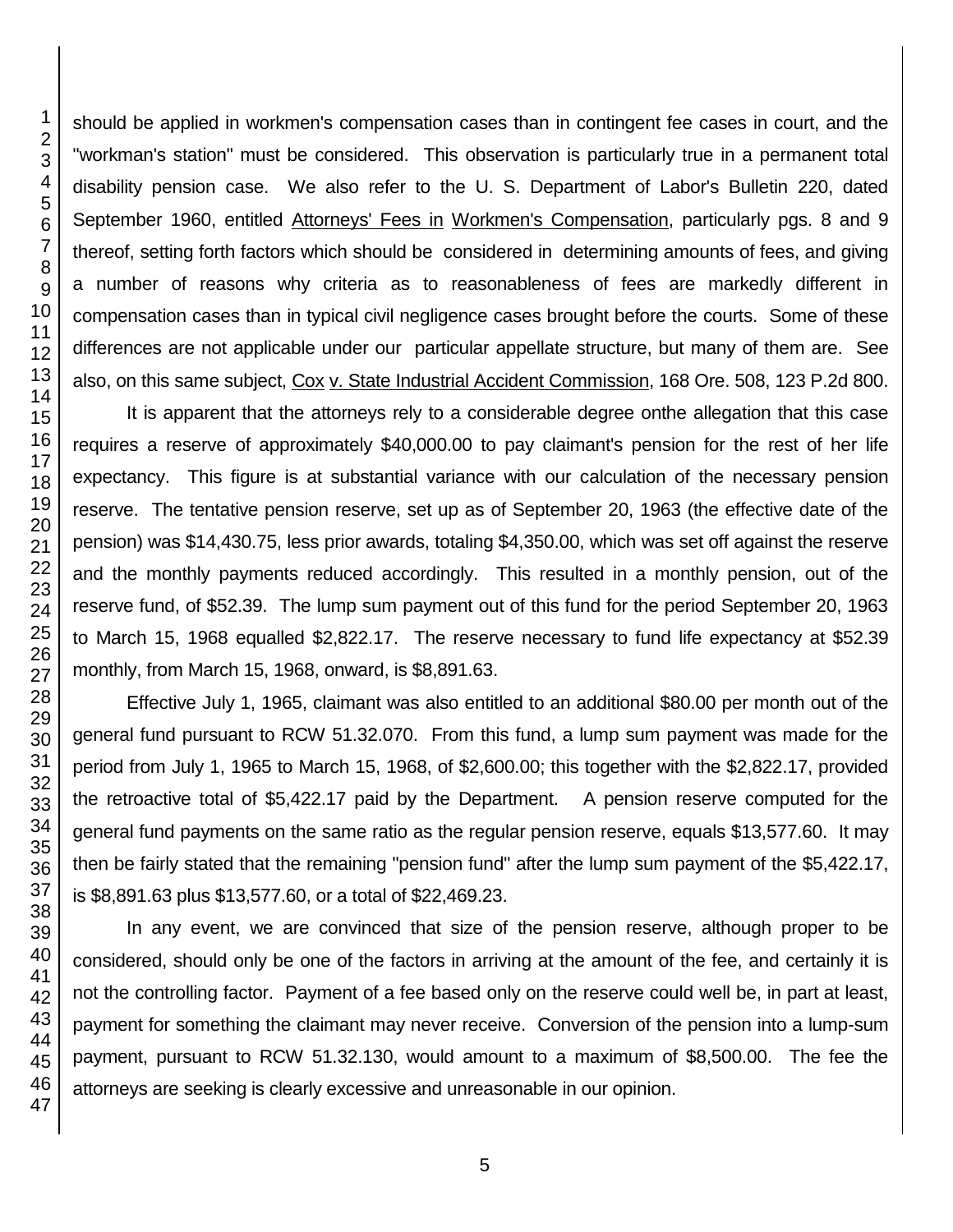should be applied in workmen's compensation cases than in contingent fee cases in court, and the "workman's station" must be considered. This observation is particularly true in a permanent total disability pension case. We also refer to the U. S. Department of Labor's Bulletin 220, dated September 1960, entitled Attorneys' Fees in Workmen's Compensation, particularly pgs. 8 and 9 thereof, setting forth factors which should be considered in determining amounts of fees, and giving a number of reasons why criteria as to reasonableness of fees are markedly different in compensation cases than in typical civil negligence cases brought before the courts. Some of these differences are not applicable under our particular appellate structure, but many of them are. See also, on this same subject, Cox v. State Industrial Accident Commission, 168 Ore. 508, 123 P.2d 800.

It is apparent that the attorneys rely to a considerable degree onthe allegation that this case requires a reserve of approximately $40,000.00 to pay claimant's pension for the rest of her life expectancy. This figure is at substantial variance with our calculation of the necessary pension reserve. The tentative pension reserve, set up as of September 20, 1963 (the effective date of the pension) was $14,430.75, less prior awards, totaling $4,350.00, which was set off against the reserve and the monthly payments reduced accordingly. This resulted in a monthly pension, out of the reserve fund, of $52.39. The lump sum payment out of this fund for the period September 20, 1963 to March 15, 1968 equalled $2,822.17. The reserve necessary to fund life expectancy at $52.39 monthly, from March 15, 1968, onward, is $8,891.63.

Effective July 1, 1965, claimant was also entitled to an additional $80.00 per month out of the general fund pursuant to RCW 51.32.070. From this fund, a lump sum payment was made for the period from July 1, 1965 to March 15, 1968, of $2,600.00; this together with the $2,822.17, provided the retroactive total of $5,422.17 paid by the Department. A pension reserve computed for the general fund payments on the same ratio as the regular pension reserve, equals $13,577.60. It may then be fairly stated that the remaining "pension fund" after the lump sum payment of the $5,422.17, is $8,891.63 plus $13,577.60, or a total of $22,469.23.

In any event, we are convinced that size of the pension reserve, although proper to be considered, should only be one of the factors in arriving at the amount of the fee, and certainly it is not the controlling factor. Payment of a fee based only on the reserve could well be, in part at least, payment for something the claimant may never receive. Conversion of the pension into a lump-sum payment, pursuant to RCW 51.32.130, would amount to a maximum of $8,500.00. The fee the attorneys are seeking is clearly excessive and unreasonable in our opinion.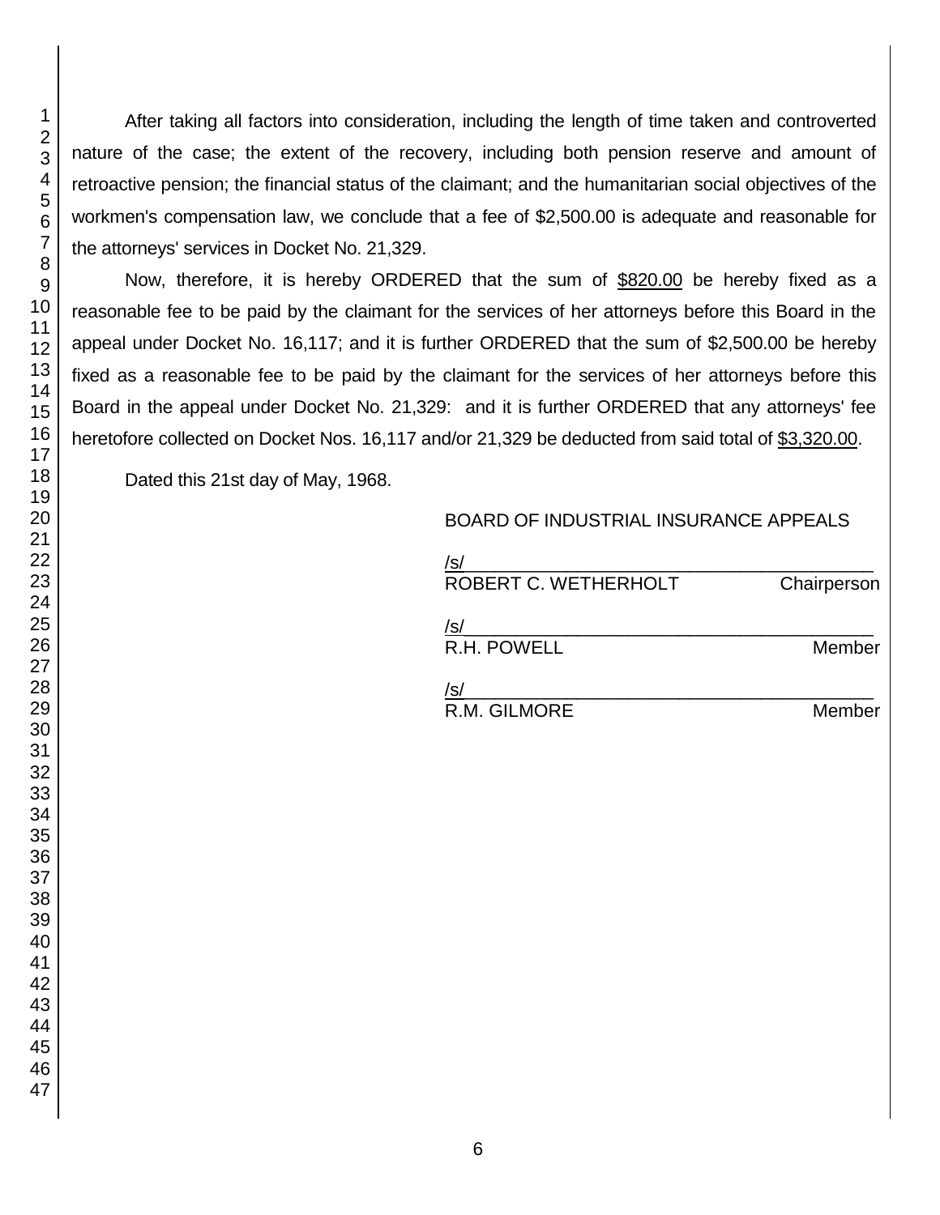After taking all factors into consideration, including the length of time taken and controverted nature of the case; the extent of the recovery, including both pension reserve and amount of retroactive pension; the financial status of the claimant; and the humanitarian social objectives of the workmen's compensation law, we conclude that a fee of $2,500.00 is adequate and reasonable for the attorneys' services in Docket No. 21,329.

Now, therefore, it is hereby ORDERED that the sum of <u>$820.00</u> be hereby fixed as a reasonable fee to be paid by the claimant for the services of her attorneys before this Board in the appeal under Docket No. 16,117; and it is further ORDERED that the sum of $2,500.00 be hereby fixed as a reasonable fee to be paid by the claimant for the services of her attorneys before this Board in the appeal under Docket No. 21,329: and it is further ORDERED that any attorneys' fee heretofore collected on Docket Nos. 16,117 and/or 21,329 be deducted from said total of <u>$3,320.00</u>.

Dated this 21st day of May, 1968.

BOARD OF INDUSTRIAL INSURANCE APPEALS

/s/
ROBERT C. WETHERHOLT Chairperson

/s/
R.H. POWELL Member

/s/
R.M. GILMORE Member